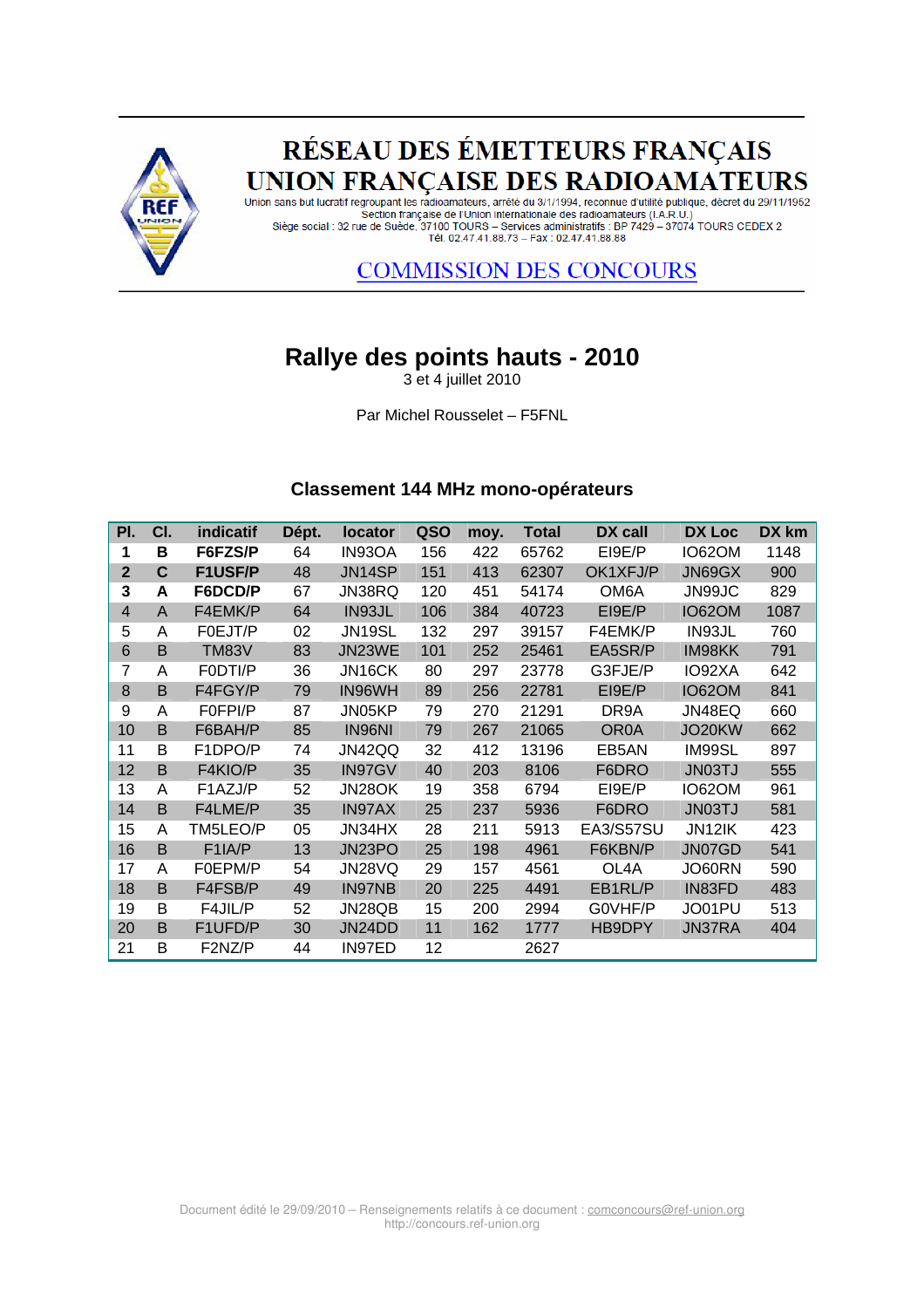# RÉSEAU DES ÉMETTEURS FRANÇAIS
# UNION FRANÇAISE DES RADIOAMATEURS

Union sans but lucratif regroupant les radioamateurs, arrêté du 3/1/1994, reconnue d'utilité publique, décret du 29/11/1952
Section française de l'Union internationale des radioamateurs (I.A.R.U.)
Siège social : 32 rue de Suède, 37100 TOURS – Services administratifs : BP 7429 – 37074 TOURS CEDEX 2
Tél. 02.47.41.88.73 – Fax : 02.47.41.88.88

COMMISSION DES CONCOURS

## Rallye des points hauts - 2010

3 et 4 juillet 2010

Par Michel Rousselet – F5FNL

### Classement 144 MHz mono-opérateurs

| Pl. | Cl. | indicatif | Dépt. | locator | QSO | moy. | Total | DX call | DX Loc | DX km |
|---|---|---|---|---|---|---|---|---|---|---|
| **1** | **B** | **F6FZS/P** | 64 | IN93OA | 156 | 422 | 65762 | EI9E/P | IO62OM | 1148 |
| **2** | **C** | **F1USF/P** | 48 | JN14SP | 151 | 413 | 62307 | OK1XFJ/P | JN69GX | 900 |
| **3** | **A** | **F6DCD/P** | 67 | JN38RQ | 120 | 451 | 54174 | OM6A | JN99JC | 829 |
| 4 | A | F4EMK/P | 64 | IN93JL | 106 | 384 | 40723 | EI9E/P | IO62OM | 1087 |
| 5 | A | F0EJT/P | 02 | JN19SL | 132 | 297 | 39157 | F4EMK/P | IN93JL | 760 |
| 6 | B | TM83V | 83 | JN23WE | 101 | 252 | 25461 | EA5SR/P | IM98KK | 791 |
| 7 | A | F0DTI/P | 36 | JN16CK | 80 | 297 | 23778 | G3FJE/P | IO92XA | 642 |
| 8 | B | F4FGY/P | 79 | IN96WH | 89 | 256 | 22781 | EI9E/P | IO62OM | 841 |
| 9 | A | F0FPI/P | 87 | JN05KP | 79 | 270 | 21291 | DR9A | JN48EQ | 660 |
| 10 | B | F6BAH/P | 85 | IN96NI | 79 | 267 | 21065 | OR0A | JO20KW | 662 |
| 11 | B | F1DPO/P | 74 | JN42QQ | 32 | 412 | 13196 | EB5AN | IM99SL | 897 |
| 12 | B | F4KIO/P | 35 | IN97GV | 40 | 203 | 8106 | F6DRO | JN03TJ | 555 |
| 13 | A | F1AZJ/P | 52 | JN28OK | 19 | 358 | 6794 | EI9E/P | IO62OM | 961 |
| 14 | B | F4LME/P | 35 | IN97AX | 25 | 237 | 5936 | F6DRO | JN03TJ | 581 |
| 15 | A | TM5LEO/P | 05 | JN34HX | 28 | 211 | 5913 | EA3/S57SU | JN12IK | 423 |
| 16 | B | F1IA/P | 13 | JN23PO | 25 | 198 | 4961 | F6KBN/P | JN07GD | 541 |
| 17 | A | F0EPM/P | 54 | JN28VQ | 29 | 157 | 4561 | OL4A | JO60RN | 590 |
| 18 | B | F4FSB/P | 49 | IN97NB | 20 | 225 | 4491 | EB1RL/P | IN83FD | 483 |
| 19 | B | F4JIL/P | 52 | JN28QB | 15 | 200 | 2994 | G0VHF/P | JO01PU | 513 |
| 20 | B | F1UFD/P | 30 | JN24DD | 11 | 162 | 1777 | HB9DPY | JN37RA | 404 |
| 21 | B | F2NZ/P | 44 | IN97ED | 12 | | 2627 | | | |

Document édité le 29/09/2010 – Renseignements relatifs à ce document : comconcours@ref-union.org
http://concours.ref-union.org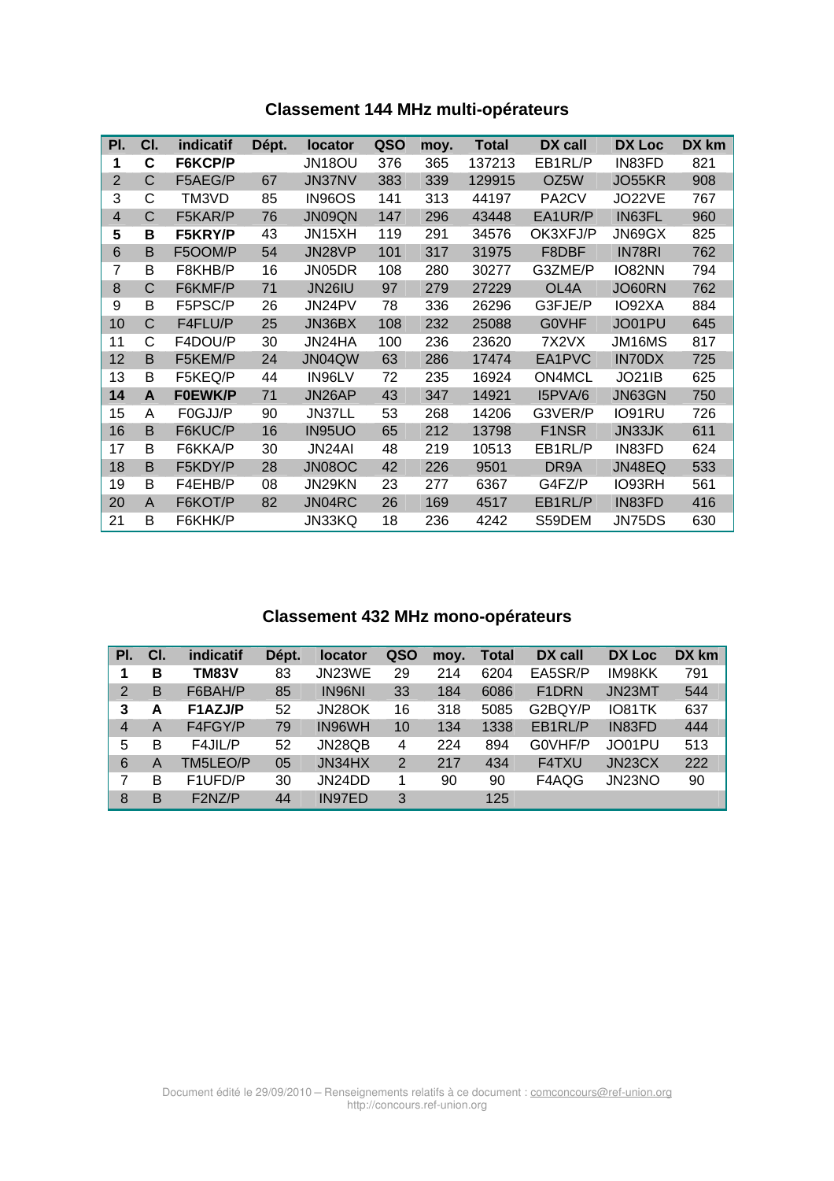## Classement 144 MHz multi-opérateurs

| Pl. | Cl. | indicatif | Dépt. | locator | QSO | moy. | Total | DX call | DX Loc | DX km |
|---|---|---|---|---|---|---|---|---|---|---|
| **1** | **C** | **F6KCP/P** | | JN18OU | 376 | 365 | 137213 | EB1RL/P | IN83FD | 821 |
| 2 | C | F5AEG/P | 67 | JN37NV | 383 | 339 | 129915 | OZ5W | JO55KR | 908 |
| 3 | C | TM3VD | 85 | IN96OS | 141 | 313 | 44197 | PA2CV | JO22VE | 767 |
| 4 | C | F5KAR/P | 76 | JN09QN | 147 | 296 | 43448 | EA1UR/P | IN63FL | 960 |
| **5** | **B** | **F5KRY/P** | 43 | JN15XH | 119 | 291 | 34576 | OK3XFJ/P | JN69GX | 825 |
| 6 | B | F5OOM/P | 54 | JN28VP | 101 | 317 | 31975 | F8DBF | IN78RI | 762 |
| 7 | B | F8KHB/P | 16 | JN05DR | 108 | 280 | 30277 | G3ZME/P | IO82NN | 794 |
| 8 | C | F6KMF/P | 71 | JN26IU | 97 | 279 | 27229 | OL4A | JO60RN | 762 |
| 9 | B | F5PSC/P | 26 | JN24PV | 78 | 336 | 26296 | G3FJE/P | IO92XA | 884 |
| 10 | C | F4FLU/P | 25 | JN36BX | 108 | 232 | 25088 | G0VHF | JO01PU | 645 |
| 11 | C | F4DOU/P | 30 | JN24HA | 100 | 236 | 23620 | 7X2VX | JM16MS | 817 |
| 12 | B | F5KEM/P | 24 | JN04QW | 63 | 286 | 17474 | EA1PVC | IN70DX | 725 |
| 13 | B | F5KEQ/P | 44 | IN96LV | 72 | 235 | 16924 | ON4MCL | JO21IB | 625 |
| **14** | **A** | **F0EWK/P** | 71 | JN26AP | 43 | 347 | 14921 | I5PVA/6 | JN63GN | 750 |
| 15 | A | F0GJJ/P | 90 | JN37LL | 53 | 268 | 14206 | G3VER/P | IO91RU | 726 |
| 16 | B | F6KUC/P | 16 | IN95UO | 65 | 212 | 13798 | F1NSR | JN33JK | 611 |
| 17 | B | F6KKA/P | 30 | JN24AI | 48 | 219 | 10513 | EB1RL/P | IN83FD | 624 |
| 18 | B | F5KDY/P | 28 | JN08OC | 42 | 226 | 9501 | DR9A | JN48EQ | 533 |
| 19 | B | F4EHB/P | 08 | JN29KN | 23 | 277 | 6367 | G4FZ/P | IO93RH | 561 |
| 20 | A | F6KOT/P | 82 | JN04RC | 26 | 169 | 4517 | EB1RL/P | IN83FD | 416 |
| 21 | B | F6KHK/P | | JN33KQ | 18 | 236 | 4242 | S59DEM | JN75DS | 630 |

## Classement 432 MHz mono-opérateurs

| Pl. | Cl. | indicatif | Dépt. | locator | QSO | moy. | Total | DX call | DX Loc | DX km |
|---|---|---|---|---|---|---|---|---|---|---|
| **1** | **B** | **TM83V** | 83 | JN23WE | 29 | 214 | 6204 | EA5SR/P | IM98KK | 791 |
| 2 | B | F6BAH/P | 85 | IN96NI | 33 | 184 | 6086 | F1DRN | JN23MT | 544 |
| **3** | **A** | **F1AZJ/P** | 52 | JN28OK | 16 | 318 | 5085 | G2BQY/P | IO81TK | 637 |
| 4 | A | F4FGY/P | 79 | IN96WH | 10 | 134 | 1338 | EB1RL/P | IN83FD | 444 |
| 5 | B | F4JIL/P | 52 | JN28QB | 4 | 224 | 894 | G0VHF/P | JO01PU | 513 |
| 6 | A | TM5LEO/P | 05 | JN34HX | 2 | 217 | 434 | F4TXU | JN23CX | 222 |
| 7 | B | F1UFD/P | 30 | JN24DD | 1 | 90 | 90 | F4AQG | JN23NO | 90 |
| 8 | B | F2NZ/P | 44 | IN97ED | 3 | | 125 | | | |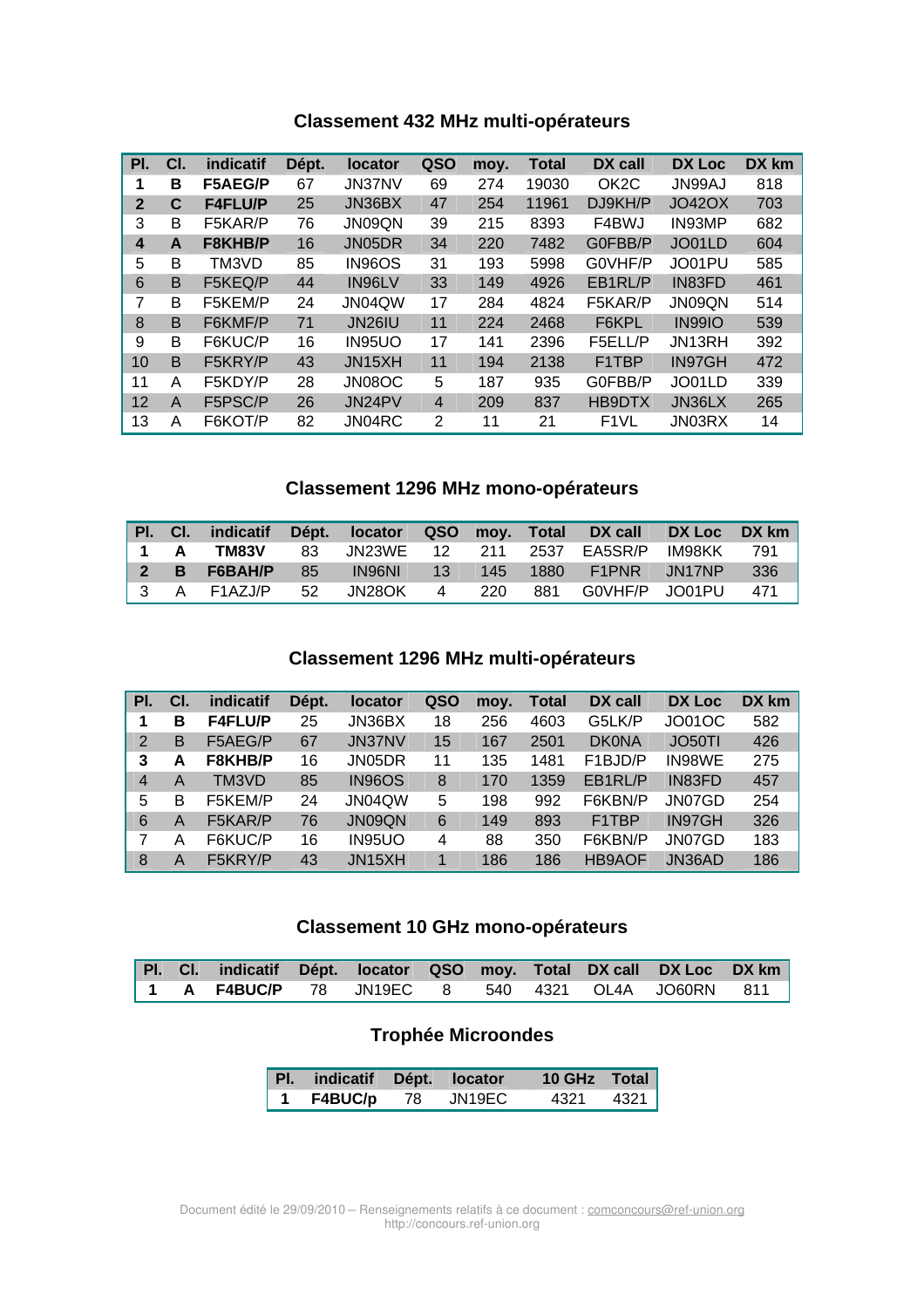## Classement 432 MHz multi-opérateurs

| Pl. | Cl. | indicatif | Dépt. | locator | QSO | moy. | Total | DX call | DX Loc | DX km |
|---|---|---|---|---|---|---|---|---|---|---|
| **1** | **B** | **F5AEG/P** | 67 | JN37NV | 69 | 274 | 19030 | OK2C | JN99AJ | 818 |
| **2** | **C** | **F4FLU/P** | 25 | JN36BX | 47 | 254 | 11961 | DJ9KH/P | JO42OX | 703 |
| 3 | B | F5KAR/P | 76 | JN09QN | 39 | 215 | 8393 | F4BWJ | IN93MP | 682 |
| **4** | **A** | **F8KHB/P** | 16 | JN05DR | 34 | 220 | 7482 | G0FBB/P | JO01LD | 604 |
| 5 | B | TM3VD | 85 | IN96OS | 31 | 193 | 5998 | G0VHF/P | JO01PU | 585 |
| 6 | B | F5KEQ/P | 44 | IN96LV | 33 | 149 | 4926 | EB1RL/P | IN83FD | 461 |
| 7 | B | F5KEM/P | 24 | JN04QW | 17 | 284 | 4824 | F5KAR/P | JN09QN | 514 |
| 8 | B | F6KMF/P | 71 | JN26IU | 11 | 224 | 2468 | F6KPL | IN99IO | 539 |
| 9 | B | F6KUC/P | 16 | IN95UO | 17 | 141 | 2396 | F5ELL/P | JN13RH | 392 |
| 10 | B | F5KRY/P | 43 | JN15XH | 11 | 194 | 2138 | F1TBP | IN97GH | 472 |
| 11 | A | F5KDY/P | 28 | JN08OC | 5 | 187 | 935 | G0FBB/P | JO01LD | 339 |
| 12 | A | F5PSC/P | 26 | JN24PV | 4 | 209 | 837 | HB9DTX | JN36LX | 265 |
| 13 | A | F6KOT/P | 82 | JN04RC | 2 | 11 | 21 | F1VL | JN03RX | 14 |

## Classement 1296 MHz mono-opérateurs

| Pl. | Cl. | indicatif | Dépt. | locator | QSO | moy. | Total | DX call | DX Loc | DX km |
|---|---|---|---|---|---|---|---|---|---|---|
| **1** | **A** | **TM83V** | 83 | JN23WE | 12 | 211 | 2537 | EA5SR/P | IM98KK | 791 |
| **2** | **B** | **F6BAH/P** | 85 | IN96NI | 13 | 145 | 1880 | F1PNR | JN17NP | 336 |
| 3 | A | F1AZJ/P | 52 | JN28OK | 4 | 220 | 881 | G0VHF/P | JO01PU | 471 |

## Classement 1296 MHz multi-opérateurs

| Pl. | Cl. | indicatif | Dépt. | locator | QSO | moy. | Total | DX call | DX Loc | DX km |
|---|---|---|---|---|---|---|---|---|---|---|
| **1** | **B** | **F4FLU/P** | 25 | JN36BX | 18 | 256 | 4603 | G5LK/P | JO01OC | 582 |
| 2 | B | F5AEG/P | 67 | JN37NV | 15 | 167 | 2501 | DK0NA | JO50TI | 426 |
| **3** | **A** | **F8KHB/P** | 16 | JN05DR | 11 | 135 | 1481 | F1BJD/P | IN98WE | 275 |
| 4 | A | TM3VD | 85 | IN96OS | 8 | 170 | 1359 | EB1RL/P | IN83FD | 457 |
| 5 | B | F5KEM/P | 24 | JN04QW | 5 | 198 | 992 | F6KBN/P | JN07GD | 254 |
| 6 | A | F5KAR/P | 76 | JN09QN | 6 | 149 | 893 | F1TBP | IN97GH | 326 |
| 7 | A | F6KUC/P | 16 | IN95UO | 4 | 88 | 350 | F6KBN/P | JN07GD | 183 |
| 8 | A | F5KRY/P | 43 | JN15XH | 1 | 186 | 186 | HB9AOF | JN36AD | 186 |

## Classement 10 GHz mono-opérateurs

| Pl. | Cl. | indicatif | Dépt. | locator | QSO | moy. | Total | DX call | DX Loc | DX km |
|---|---|---|---|---|---|---|---|---|---|---|
| **1** | **A** | **F4BUC/P** | 78 | JN19EC | 8 | 540 | 4321 | OL4A | JO60RN | 811 |

## Trophée Microondes

| Pl. | indicatif | Dépt. | locator | 10 GHz | Total |
|---|---|---|---|---|---|
| **1** | **F4BUC/p** | 78 | JN19EC | 4321 | 4321 |

Document édité le 29/09/2010 – Renseignements relatifs à ce document : comconcours@ref-union.org
http://concours.ref-union.org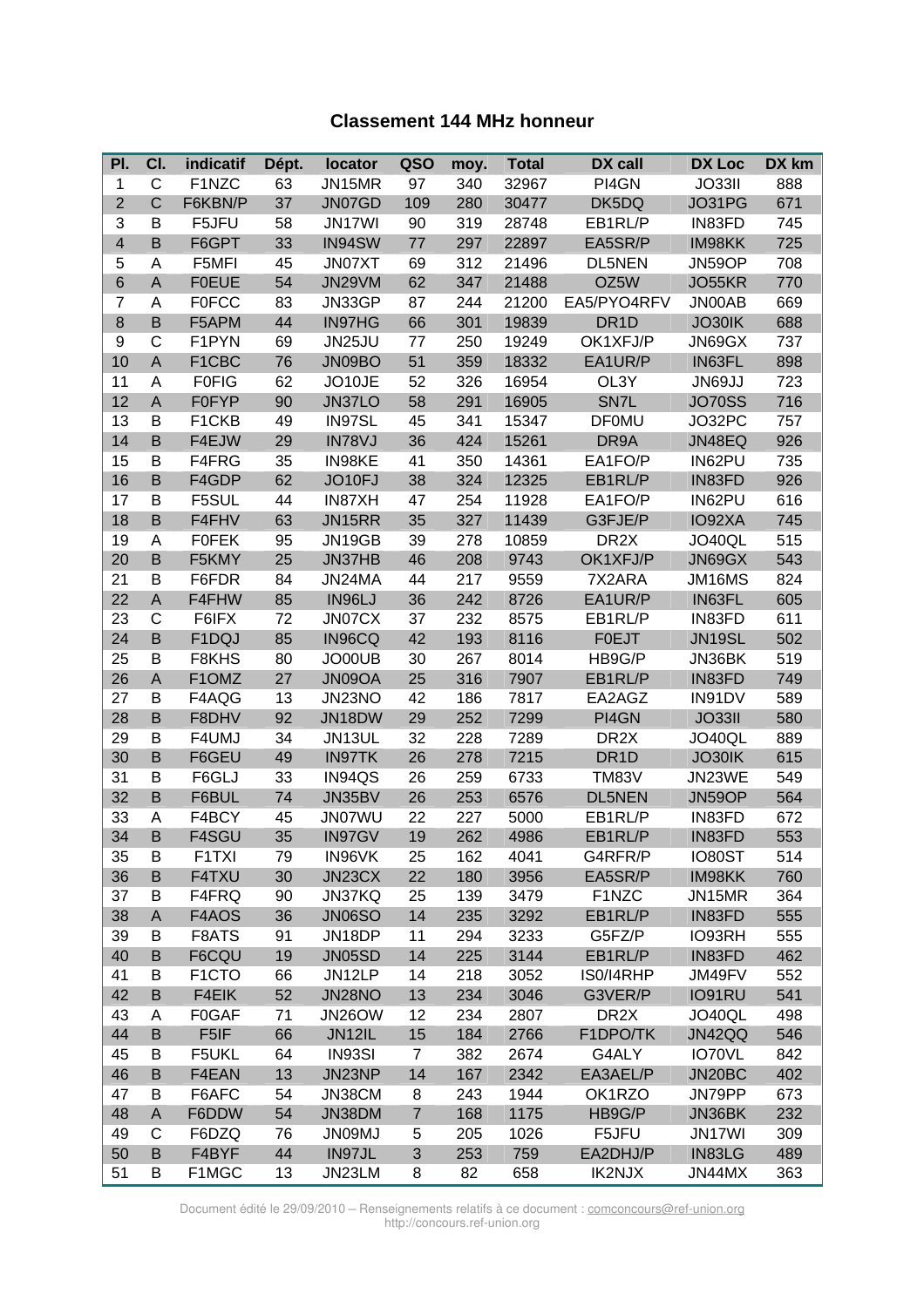# Classement 144 MHz honneur

| Pl. | Cl. | indicatif | Dépt. | locator | QSO | moy. | Total | DX call | DX Loc | DX km |
|---|---|---|---|---|---|---|---|---|---|---|
| 1 | C | F1NZC | 63 | JN15MR | 97 | 340 | 32967 | PI4GN | JO33II | 888 |
| 2 | C | F6KBN/P | 37 | JN07GD | 109 | 280 | 30477 | DK5DQ | JO31PG | 671 |
| 3 | B | F5JFU | 58 | JN17WI | 90 | 319 | 28748 | EB1RL/P | IN83FD | 745 |
| 4 | B | F6GPT | 33 | IN94SW | 77 | 297 | 22897 | EA5SR/P | IM98KK | 725 |
| 5 | A | F5MFI | 45 | JN07XT | 69 | 312 | 21496 | DL5NEN | JN59OP | 708 |
| 6 | A | F0EUE | 54 | JN29VM | 62 | 347 | 21488 | OZ5W | JO55KR | 770 |
| 7 | A | F0FCC | 83 | JN33GP | 87 | 244 | 21200 | EA5/PYO4RFV | JN00AB | 669 |
| 8 | B | F5APM | 44 | IN97HG | 66 | 301 | 19839 | DR1D | JO30IK | 688 |
| 9 | C | F1PYN | 69 | JN25JU | 77 | 250 | 19249 | OK1XFJ/P | JN69GX | 737 |
| 10 | A | F1CBC | 76 | JN09BO | 51 | 359 | 18332 | EA1UR/P | IN63FL | 898 |
| 11 | A | F0FIG | 62 | JO10JE | 52 | 326 | 16954 | OL3Y | JN69JJ | 723 |
| 12 | A | F0FYP | 90 | JN37LO | 58 | 291 | 16905 | SN7L | JO70SS | 716 |
| 13 | B | F1CKB | 49 | IN97SL | 45 | 341 | 15347 | DF0MU | JO32PC | 757 |
| 14 | B | F4EJW | 29 | IN78VJ | 36 | 424 | 15261 | DR9A | JN48EQ | 926 |
| 15 | B | F4FRG | 35 | IN98KE | 41 | 350 | 14361 | EA1FO/P | IN62PU | 735 |
| 16 | B | F4GDP | 62 | JO10FJ | 38 | 324 | 12325 | EB1RL/P | IN83FD | 926 |
| 17 | B | F5SUL | 44 | IN87XH | 47 | 254 | 11928 | EA1FO/P | IN62PU | 616 |
| 18 | B | F4FHV | 63 | JN15RR | 35 | 327 | 11439 | G3FJE/P | IO92XA | 745 |
| 19 | A | F0FEK | 95 | JN19GB | 39 | 278 | 10859 | DR2X | JO40QL | 515 |
| 20 | B | F5KMY | 25 | JN37HB | 46 | 208 | 9743 | OK1XFJ/P | JN69GX | 543 |
| 21 | B | F6FDR | 84 | JN24MA | 44 | 217 | 9559 | 7X2ARA | JM16MS | 824 |
| 22 | A | F4FHW | 85 | IN96LJ | 36 | 242 | 8726 | EA1UR/P | IN63FL | 605 |
| 23 | C | F6IFX | 72 | JN07CX | 37 | 232 | 8575 | EB1RL/P | IN83FD | 611 |
| 24 | B | F1DQJ | 85 | IN96CQ | 42 | 193 | 8116 | F0EJT | JN19SL | 502 |
| 25 | B | F8KHS | 80 | JO00UB | 30 | 267 | 8014 | HB9G/P | JN36BK | 519 |
| 26 | A | F1OMZ | 27 | JN09OA | 25 | 316 | 7907 | EB1RL/P | IN83FD | 749 |
| 27 | B | F4AQG | 13 | JN23NO | 42 | 186 | 7817 | EA2AGZ | IN91DV | 589 |
| 28 | B | F8DHV | 92 | JN18DW | 29 | 252 | 7299 | PI4GN | JO33II | 580 |
| 29 | B | F4UMJ | 34 | JN13UL | 32 | 228 | 7289 | DR2X | JO40QL | 889 |
| 30 | B | F6GEU | 49 | IN97TK | 26 | 278 | 7215 | DR1D | JO30IK | 615 |
| 31 | B | F6GLJ | 33 | IN94QS | 26 | 259 | 6733 | TM83V | JN23WE | 549 |
| 32 | B | F6BUL | 74 | JN35BV | 26 | 253 | 6576 | DL5NEN | JN59OP | 564 |
| 33 | A | F4BCY | 45 | JN07WU | 22 | 227 | 5000 | EB1RL/P | IN83FD | 672 |
| 34 | B | F4SGU | 35 | IN97GV | 19 | 262 | 4986 | EB1RL/P | IN83FD | 553 |
| 35 | B | F1TXI | 79 | IN96VK | 25 | 162 | 4041 | G4RFR/P | IO80ST | 514 |
| 36 | B | F4TXU | 30 | JN23CX | 22 | 180 | 3956 | EA5SR/P | IM98KK | 760 |
| 37 | B | F4FRQ | 90 | JN37KQ | 25 | 139 | 3479 | F1NZC | JN15MR | 364 |
| 38 | A | F4AOS | 36 | JN06SO | 14 | 235 | 3292 | EB1RL/P | IN83FD | 555 |
| 39 | B | F8ATS | 91 | JN18DP | 11 | 294 | 3233 | G5FZ/P | IO93RH | 555 |
| 40 | B | F6CQU | 19 | JN05SD | 14 | 225 | 3144 | EB1RL/P | IN83FD | 462 |
| 41 | B | F1CTO | 66 | JN12LP | 14 | 218 | 3052 | IS0/I4RHP | JM49FV | 552 |
| 42 | B | F4EIK | 52 | JN28NO | 13 | 234 | 3046 | G3VER/P | IO91RU | 541 |
| 43 | A | F0GAF | 71 | JN26OW | 12 | 234 | 2807 | DR2X | JO40QL | 498 |
| 44 | B | F5IF | 66 | JN12IL | 15 | 184 | 2766 | F1DPO/TK | JN42QQ | 546 |
| 45 | B | F5UKL | 64 | IN93SI | 7 | 382 | 2674 | G4ALY | IO70VL | 842 |
| 46 | B | F4EAN | 13 | JN23NP | 14 | 167 | 2342 | EA3AEL/P | JN20BC | 402 |
| 47 | B | F6AFC | 54 | JN38CM | 8 | 243 | 1944 | OK1RZO | JN79PP | 673 |
| 48 | A | F6DDW | 54 | JN38DM | 7 | 168 | 1175 | HB9G/P | JN36BK | 232 |
| 49 | C | F6DZQ | 76 | JN09MJ | 5 | 205 | 1026 | F5JFU | JN17WI | 309 |
| 50 | B | F4BYF | 44 | IN97JL | 3 | 253 | 759 | EA2DHJ/P | IN83LG | 489 |
| 51 | B | F1MGC | 13 | JN23LM | 8 | 82 | 658 | IK2NJX | JN44MX | 363 |

Document édité le 29/09/2010 – Renseignements relatifs à ce document : comconcours@ref-union.org
http://concours.ref-union.org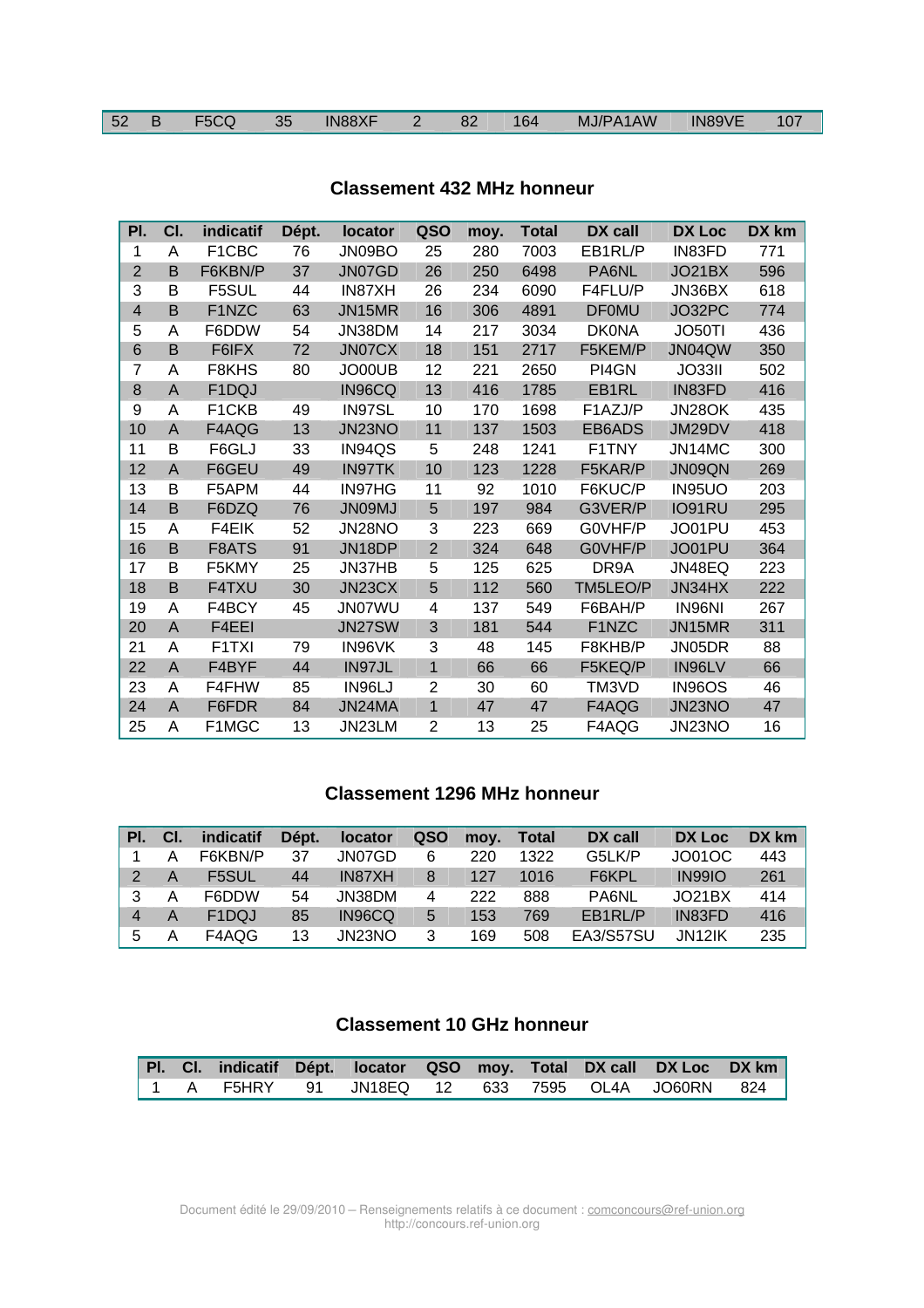| | | | | | | | | | | |
|---|---|---|---|---|---|---|---|---|---|---|
| 52 | B | F5CQ | 35 | IN88XF | 2 | 82 | 164 | MJ/PA1AW | IN89VE | 107 |

## Classement 432 MHz honneur

| Pl. | Cl. | indicatif | Dépt. | locator | QSO | moy. | Total | DX call | DX Loc | DX km |
|---|---|---|---|---|---|---|---|---|---|---|
| 1 | A | F1CBC | 76 | JN09BO | 25 | 280 | 7003 | EB1RL/P | IN83FD | 771 |
| 2 | B | F6KBN/P | 37 | JN07GD | 26 | 250 | 6498 | PA6NL | JO21BX | 596 |
| 3 | B | F5SUL | 44 | IN87XH | 26 | 234 | 6090 | F4FLU/P | JN36BX | 618 |
| 4 | B | F1NZC | 63 | JN15MR | 16 | 306 | 4891 | DF0MU | JO32PC | 774 |
| 5 | A | F6DDW | 54 | JN38DM | 14 | 217 | 3034 | DK0NA | JO50TI | 436 |
| 6 | B | F6IFX | 72 | JN07CX | 18 | 151 | 2717 | F5KEM/P | JN04QW | 350 |
| 7 | A | F8KHS | 80 | JO00UB | 12 | 221 | 2650 | PI4GN | JO33II | 502 |
| 8 | A | F1DQJ | | IN96CQ | 13 | 416 | 1785 | EB1RL | IN83FD | 416 |
| 9 | A | F1CKB | 49 | IN97SL | 10 | 170 | 1698 | F1AZJ/P | JN28OK | 435 |
| 10 | A | F4AQG | 13 | JN23NO | 11 | 137 | 1503 | EB6ADS | JM29DV | 418 |
| 11 | B | F6GLJ | 33 | IN94QS | 5 | 248 | 1241 | F1TNY | JN14MC | 300 |
| 12 | A | F6GEU | 49 | IN97TK | 10 | 123 | 1228 | F5KAR/P | JN09QN | 269 |
| 13 | B | F5APM | 44 | IN97HG | 11 | 92 | 1010 | F6KUC/P | IN95UO | 203 |
| 14 | B | F6DZQ | 76 | JN09MJ | 5 | 197 | 984 | G3VER/P | IO91RU | 295 |
| 15 | A | F4EIK | 52 | JN28NO | 3 | 223 | 669 | G0VHF/P | JO01PU | 453 |
| 16 | B | F8ATS | 91 | JN18DP | 2 | 324 | 648 | G0VHF/P | JO01PU | 364 |
| 17 | B | F5KMY | 25 | JN37HB | 5 | 125 | 625 | DR9A | JN48EQ | 223 |
| 18 | B | F4TXU | 30 | JN23CX | 5 | 112 | 560 | TM5LEO/P | JN34HX | 222 |
| 19 | A | F4BCY | 45 | JN07WU | 4 | 137 | 549 | F6BAH/P | IN96NI | 267 |
| 20 | A | F4EEI | | JN27SW | 3 | 181 | 544 | F1NZC | JN15MR | 311 |
| 21 | A | F1TXI | 79 | IN96VK | 3 | 48 | 145 | F8KHB/P | JN05DR | 88 |
| 22 | A | F4BYF | 44 | IN97JL | 1 | 66 | 66 | F5KEQ/P | IN96LV | 66 |
| 23 | A | F4FHW | 85 | IN96LJ | 2 | 30 | 60 | TM3VD | IN96OS | 46 |
| 24 | A | F6FDR | 84 | JN24MA | 1 | 47 | 47 | F4AQG | JN23NO | 47 |
| 25 | A | F1MGC | 13 | JN23LM | 2 | 13 | 25 | F4AQG | JN23NO | 16 |

## Classement 1296 MHz honneur

| Pl. | Cl. | indicatif | Dépt. | locator | QSO | moy. | Total | DX call | DX Loc | DX km |
|---|---|---|---|---|---|---|---|---|---|---|
| 1 | A | F6KBN/P | 37 | JN07GD | 6 | 220 | 1322 | G5LK/P | JO01OC | 443 |
| 2 | A | F5SUL | 44 | IN87XH | 8 | 127 | 1016 | F6KPL | IN99IO | 261 |
| 3 | A | F6DDW | 54 | JN38DM | 4 | 222 | 888 | PA6NL | JO21BX | 414 |
| 4 | A | F1DQJ | 85 | IN96CQ | 5 | 153 | 769 | EB1RL/P | IN83FD | 416 |
| 5 | A | F4AQG | 13 | JN23NO | 3 | 169 | 508 | EA3/S57SU | JN12IK | 235 |

## Classement 10 GHz honneur

| Pl. | Cl. | indicatif | Dépt. | locator | QSO | moy. | Total | DX call | DX Loc | DX km |
|---|---|---|---|---|---|---|---|---|---|---|
| 1 | A | F5HRY | 91 | JN18EQ | 12 | 633 | 7595 | OL4A | JO60RN | 824 |

Document édité le 29/09/2010 – Renseignements relatifs à ce document : comconcours@ref-union.org
http://concours.ref-union.org